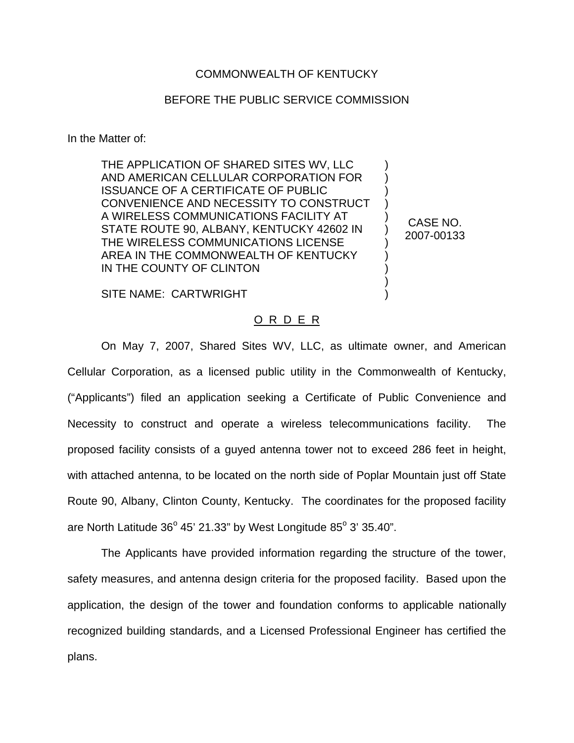COMMONWEALTH OF KENTUCKY

BEFORE THE PUBLIC SERVICE COMMISSION

In the Matter of:

| | |
|---|---|
| THE APPLICATION OF SHARED SITES WV, LLC AND AMERICAN CELLULAR CORPORATION FOR ISSUANCE OF A CERTIFICATE OF PUBLIC CONVENIENCE AND NECESSITY TO CONSTRUCT A WIRELESS COMMUNICATIONS FACILITY AT STATE ROUTE 90, ALBANY, KENTUCKY 42602 IN THE WIRELESS COMMUNICATIONS LICENSE AREA IN THE COMMONWEALTH OF KENTUCKY IN THE COUNTY OF CLINTON<br><br>SITE NAME: CARTWRIGHT | CASE NO. 2007-00133 |

O R D E R

On May 7, 2007, Shared Sites WV, LLC, as ultimate owner, and American Cellular Corporation, as a licensed public utility in the Commonwealth of Kentucky, ("Applicants") filed an application seeking a Certificate of Public Convenience and Necessity to construct and operate a wireless telecommunications facility. The proposed facility consists of a guyed antenna tower not to exceed 286 feet in height, with attached antenna, to be located on the north side of Poplar Mountain just off State Route 90, Albany, Clinton County, Kentucky. The coordinates for the proposed facility are North Latitude 36° 45' 21.33" by West Longitude 85° 3' 35.40".

The Applicants have provided information regarding the structure of the tower, safety measures, and antenna design criteria for the proposed facility. Based upon the application, the design of the tower and foundation conforms to applicable nationally recognized building standards, and a Licensed Professional Engineer has certified the plans.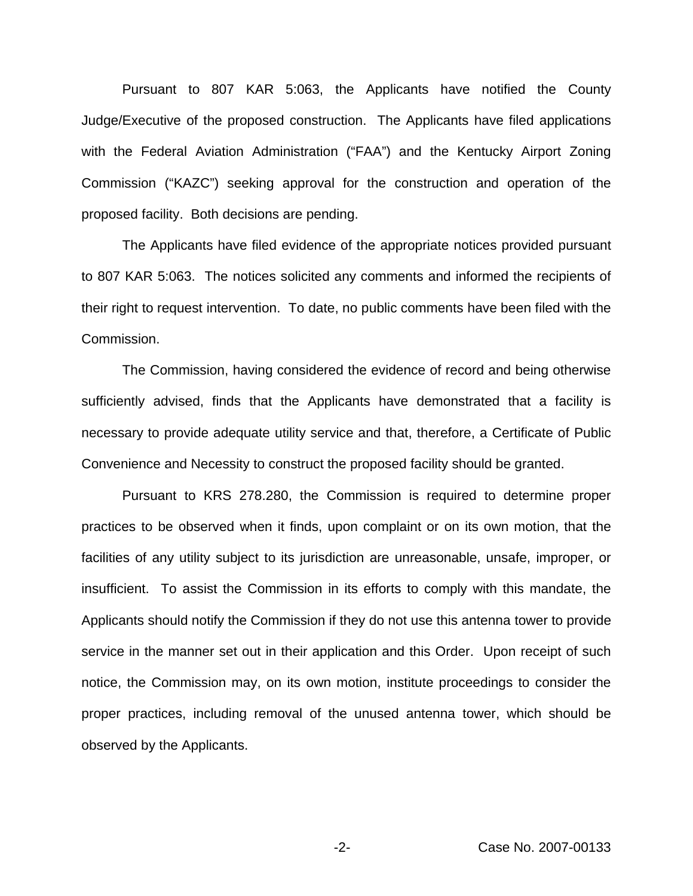Pursuant to 807 KAR 5:063, the Applicants have notified the County Judge/Executive of the proposed construction. The Applicants have filed applications with the Federal Aviation Administration ("FAA") and the Kentucky Airport Zoning Commission ("KAZC") seeking approval for the construction and operation of the proposed facility. Both decisions are pending.

The Applicants have filed evidence of the appropriate notices provided pursuant to 807 KAR 5:063. The notices solicited any comments and informed the recipients of their right to request intervention. To date, no public comments have been filed with the Commission.

The Commission, having considered the evidence of record and being otherwise sufficiently advised, finds that the Applicants have demonstrated that a facility is necessary to provide adequate utility service and that, therefore, a Certificate of Public Convenience and Necessity to construct the proposed facility should be granted.

Pursuant to KRS 278.280, the Commission is required to determine proper practices to be observed when it finds, upon complaint or on its own motion, that the facilities of any utility subject to its jurisdiction are unreasonable, unsafe, improper, or insufficient. To assist the Commission in its efforts to comply with this mandate, the Applicants should notify the Commission if they do not use this antenna tower to provide service in the manner set out in their application and this Order. Upon receipt of such notice, the Commission may, on its own motion, institute proceedings to consider the proper practices, including removal of the unused antenna tower, which should be observed by the Applicants.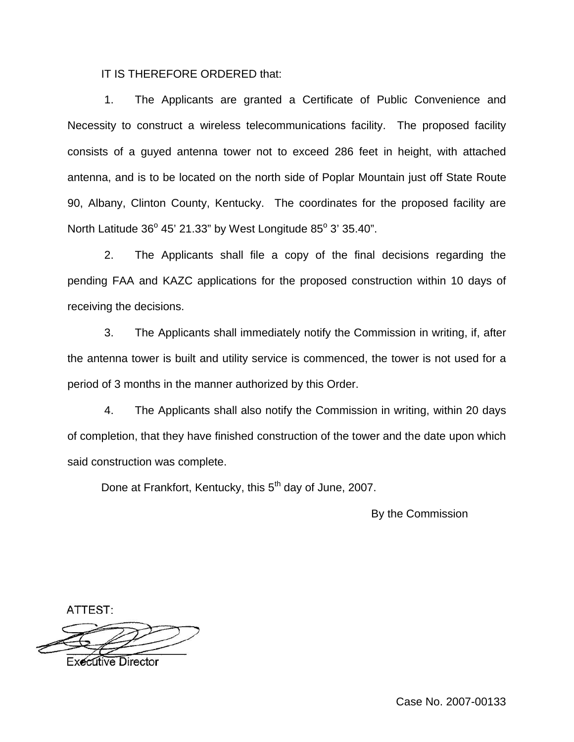IT IS THEREFORE ORDERED that:

1. The Applicants are granted a Certificate of Public Convenience and Necessity to construct a wireless telecommunications facility. The proposed facility consists of a guyed antenna tower not to exceed 286 feet in height, with attached antenna, and is to be located on the north side of Poplar Mountain just off State Route 90, Albany, Clinton County, Kentucky. The coordinates for the proposed facility are North Latitude 36° 45' 21.33" by West Longitude 85° 3' 35.40".

2. The Applicants shall file a copy of the final decisions regarding the pending FAA and KAZC applications for the proposed construction within 10 days of receiving the decisions.

3. The Applicants shall immediately notify the Commission in writing, if, after the antenna tower is built and utility service is commenced, the tower is not used for a period of 3 months in the manner authorized by this Order.

4. The Applicants shall also notify the Commission in writing, within 20 days of completion, that they have finished construction of the tower and the date upon which said construction was complete.

Done at Frankfort, Kentucky, this 5th day of June, 2007.

By the Commission

ATTEST:

Executive Director

Case No. 2007-00133